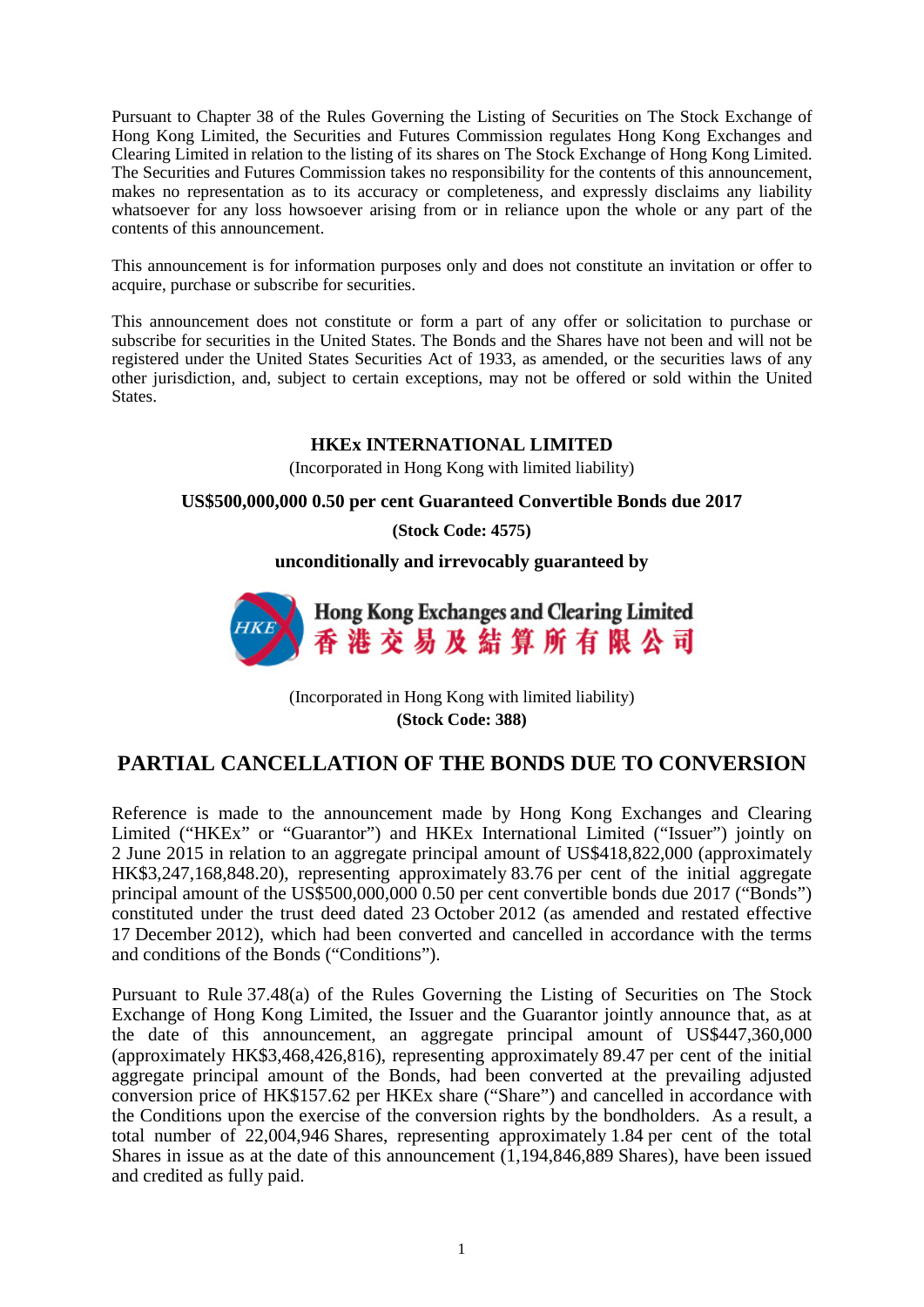Pursuant to Chapter 38 of the Rules Governing the Listing of Securities on The Stock Exchange of Hong Kong Limited, the Securities and Futures Commission regulates Hong Kong Exchanges and Clearing Limited in relation to the listing of its shares on The Stock Exchange of Hong Kong Limited. The Securities and Futures Commission takes no responsibility for the contents of this announcement, makes no representation as to its accuracy or completeness, and expressly disclaims any liability whatsoever for any loss howsoever arising from or in reliance upon the whole or any part of the contents of this announcement.

This announcement is for information purposes only and does not constitute an invitation or offer to acquire, purchase or subscribe for securities.

This announcement does not constitute or form a part of any offer or solicitation to purchase or subscribe for securities in the United States. The Bonds and the Shares have not been and will not be registered under the United States Securities Act of 1933, as amended, or the securities laws of any other jurisdiction, and, subject to certain exceptions, may not be offered or sold within the United States.

**HKEx INTERNATIONAL LIMITED**

(Incorporated in Hong Kong with limited liability)

**US$500,000,000 0.50 per cent Guaranteed Convertible Bonds due 2017**

**(Stock Code: 4575)**

**unconditionally and irrevocably guaranteed by**

**Hong Kong Exchanges and Clearing Limited**
**香港交易及結算所有限公司**

(Incorporated in Hong Kong with limited liability)

**(Stock Code: 388)**

# PARTIAL CANCELLATION OF THE BONDS DUE TO CONVERSION

Reference is made to the announcement made by Hong Kong Exchanges and Clearing Limited ("HKEx" or "Guarantor") and HKEx International Limited ("Issuer") jointly on 2 June 2015 in relation to an aggregate principal amount of US$418,822,000 (approximately HK$3,247,168,848.20), representing approximately 83.76 per cent of the initial aggregate principal amount of the US$500,000,000 0.50 per cent convertible bonds due 2017 ("Bonds") constituted under the trust deed dated 23 October 2012 (as amended and restated effective 17 December 2012), which had been converted and cancelled in accordance with the terms and conditions of the Bonds ("Conditions").

Pursuant to Rule 37.48(a) of the Rules Governing the Listing of Securities on The Stock Exchange of Hong Kong Limited, the Issuer and the Guarantor jointly announce that, as at the date of this announcement, an aggregate principal amount of US$447,360,000 (approximately HK$3,468,426,816), representing approximately 89.47 per cent of the initial aggregate principal amount of the Bonds, had been converted at the prevailing adjusted conversion price of HK$157.62 per HKEx share ("Share") and cancelled in accordance with the Conditions upon the exercise of the conversion rights by the bondholders. As a result, a total number of 22,004,946 Shares, representing approximately 1.84 per cent of the total Shares in issue as at the date of this announcement (1,194,846,889 Shares), have been issued and credited as fully paid.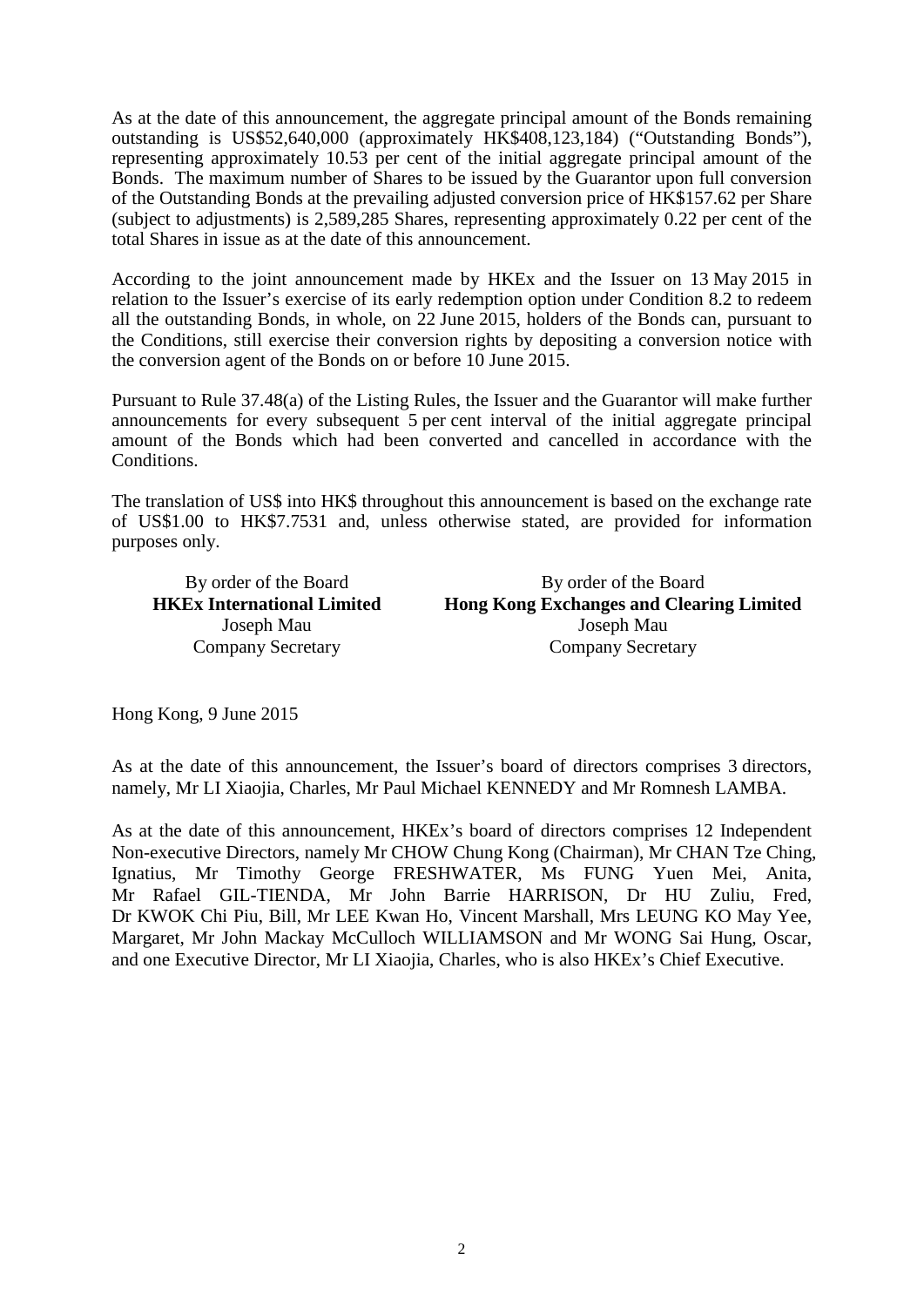As at the date of this announcement, the aggregate principal amount of the Bonds remaining outstanding is US$52,640,000 (approximately HK$408,123,184) ("Outstanding Bonds"), representing approximately 10.53 per cent of the initial aggregate principal amount of the Bonds. The maximum number of Shares to be issued by the Guarantor upon full conversion of the Outstanding Bonds at the prevailing adjusted conversion price of HK$157.62 per Share (subject to adjustments) is 2,589,285 Shares, representing approximately 0.22 per cent of the total Shares in issue as at the date of this announcement.

According to the joint announcement made by HKEx and the Issuer on 13 May 2015 in relation to the Issuer's exercise of its early redemption option under Condition 8.2 to redeem all the outstanding Bonds, in whole, on 22 June 2015, holders of the Bonds can, pursuant to the Conditions, still exercise their conversion rights by depositing a conversion notice with the conversion agent of the Bonds on or before 10 June 2015.

Pursuant to Rule 37.48(a) of the Listing Rules, the Issuer and the Guarantor will make further announcements for every subsequent 5 per cent interval of the initial aggregate principal amount of the Bonds which had been converted and cancelled in accordance with the Conditions.

The translation of US$ into HK$ throughout this announcement is based on the exchange rate of US$1.00 to HK$7.7531 and, unless otherwise stated, are provided for information purposes only.

| | |
|---|---|
| By order of the Board | By order of the Board |
| **HKEx International Limited** | **Hong Kong Exchanges and Clearing Limited** |
| Joseph Mau | Joseph Mau |
| Company Secretary | Company Secretary |

Hong Kong, 9 June 2015

As at the date of this announcement, the Issuer's board of directors comprises 3 directors, namely, Mr LI Xiaojia, Charles, Mr Paul Michael KENNEDY and Mr Romnesh LAMBA.

As at the date of this announcement, HKEx's board of directors comprises 12 Independent Non-executive Directors, namely Mr CHOW Chung Kong (Chairman), Mr CHAN Tze Ching, Ignatius, Mr Timothy George FRESHWATER, Ms FUNG Yuen Mei, Anita, Mr Rafael GIL-TIENDA, Mr John Barrie HARRISON, Dr HU Zuliu, Fred, Dr KWOK Chi Piu, Bill, Mr LEE Kwan Ho, Vincent Marshall, Mrs LEUNG KO May Yee, Margaret, Mr John Mackay McCulloch WILLIAMSON and Mr WONG Sai Hung, Oscar, and one Executive Director, Mr LI Xiaojia, Charles, who is also HKEx's Chief Executive.